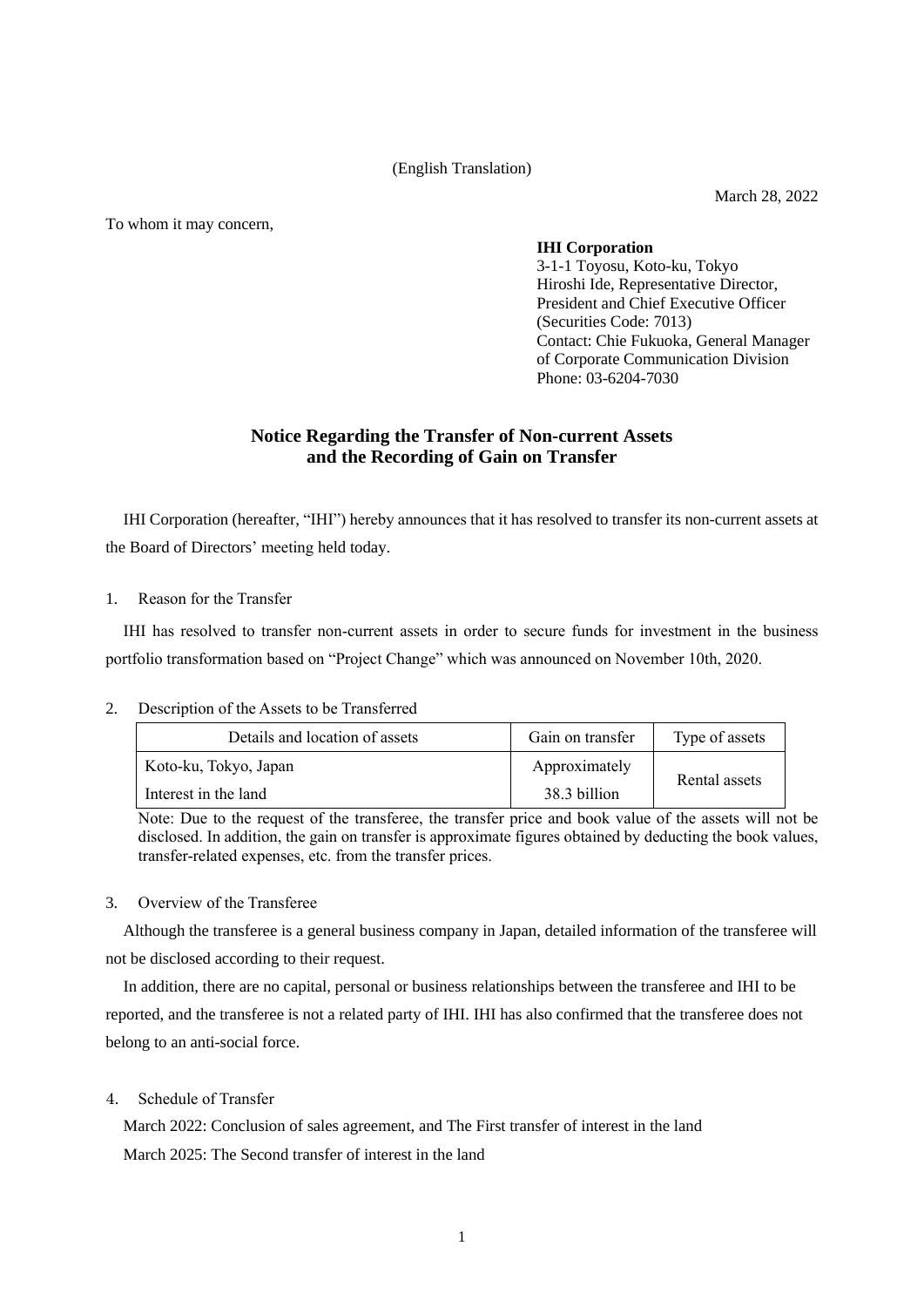(English Translation)

March 28, 2022

To whom it may concern,

**IHI Corporation**
3-1-1 Toyosu, Koto-ku, Tokyo
Hiroshi Ide, Representative Director,
President and Chief Executive Officer
(Securities Code: 7013)
Contact: Chie Fukuoka, General Manager
of Corporate Communication Division
Phone: 03-6204-7030

## Notice Regarding the Transfer of Non-current Assets and the Recording of Gain on Transfer

IHI Corporation (hereafter, "IHI") hereby announces that it has resolved to transfer its non-current assets at the Board of Directors' meeting held today.

1. Reason for the Transfer

IHI has resolved to transfer non-current assets in order to secure funds for investment in the business portfolio transformation based on "Project Change" which was announced on November 10th, 2020.

2. Description of the Assets to be Transferred

| Details and location of assets | Gain on transfer | Type of assets |
|---|---|---|
| Koto-ku, Tokyo, Japan<br>Interest in the land | Approximately<br>38.3 billion | Rental assets |

Note: Due to the request of the transferee, the transfer price and book value of the assets will not be disclosed. In addition, the gain on transfer is approximate figures obtained by deducting the book values, transfer-related expenses, etc. from the transfer prices.

3. Overview of the Transferee

Although the transferee is a general business company in Japan, detailed information of the transferee will not be disclosed according to their request.

In addition, there are no capital, personal or business relationships between the transferee and IHI to be reported, and the transferee is not a related party of IHI. IHI has also confirmed that the transferee does not belong to an anti-social force.

4. Schedule of Transfer

March 2022: Conclusion of sales agreement, and The First transfer of interest in the land

March 2025: The Second transfer of interest in the land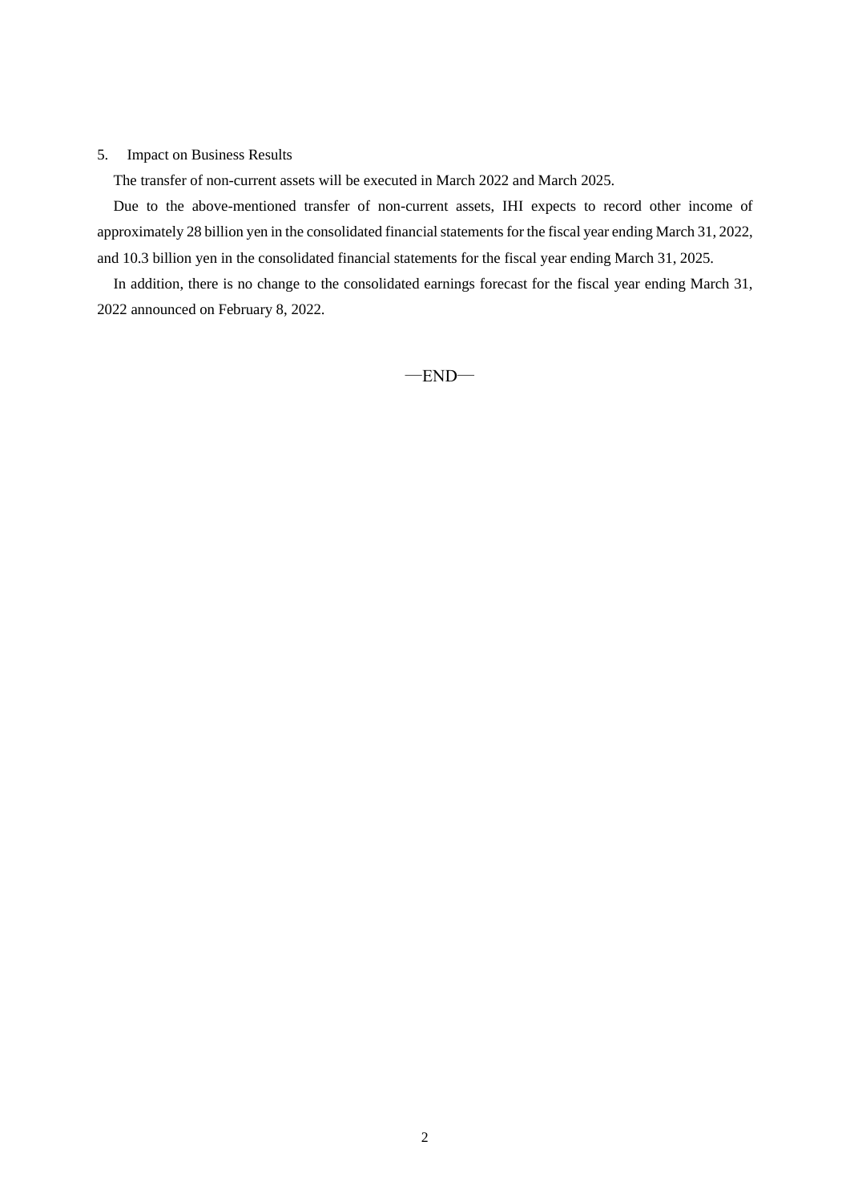5. Impact on Business Results

The transfer of non-current assets will be executed in March 2022 and March 2025.

Due to the above-mentioned transfer of non-current assets, IHI expects to record other income of approximately 28 billion yen in the consolidated financial statements for the fiscal year ending March 31, 2022, and 10.3 billion yen in the consolidated financial statements for the fiscal year ending March 31, 2025.

In addition, there is no change to the consolidated earnings forecast for the fiscal year ending March 31, 2022 announced on February 8, 2022.

—END—